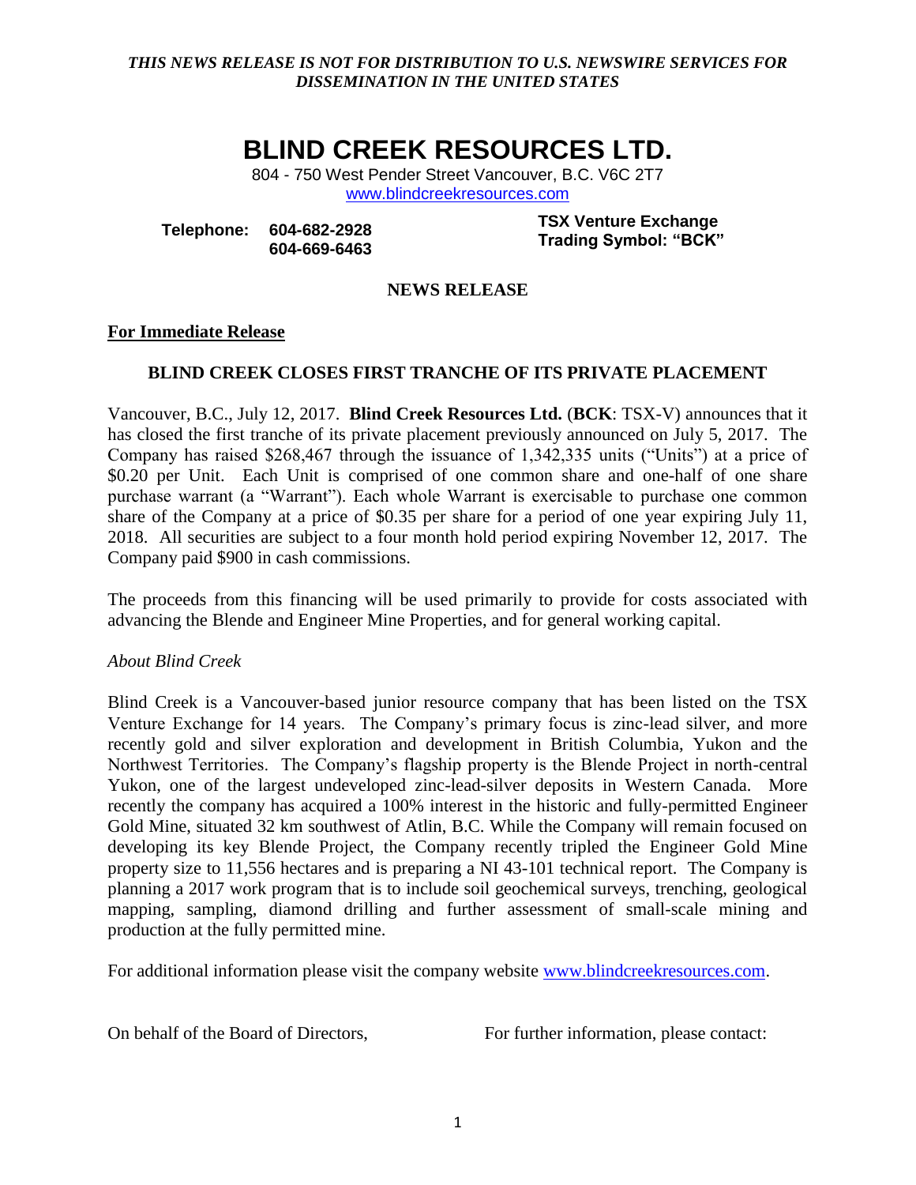*THIS NEWS RELEASE IS NOT FOR DISTRIBUTION TO U.S. NEWSWIRE SERVICES FOR DISSEMINATION IN THE UNITED STATES*

# BLIND CREEK RESOURCES LTD.

804 - 750 West Pender Street Vancouver, B.C. V6C 2T7
www.blindcreekresources.com

**Telephone: 604-682-2928**
**604-669-6463**

**TSX Venture Exchange**
**Trading Symbol: "BCK"**

## NEWS RELEASE

**For Immediate Release**

### BLIND CREEK CLOSES FIRST TRANCHE OF ITS PRIVATE PLACEMENT

Vancouver, B.C., July 12, 2017. **Blind Creek Resources Ltd.** (**BCK**: TSX-V) announces that it has closed the first tranche of its private placement previously announced on July 5, 2017. The Company has raised $268,467 through the issuance of 1,342,335 units ("Units") at a price of $0.20 per Unit. Each Unit is comprised of one common share and one-half of one share purchase warrant (a "Warrant"). Each whole Warrant is exercisable to purchase one common share of the Company at a price of $0.35 per share for a period of one year expiring July 11, 2018. All securities are subject to a four month hold period expiring November 12, 2017. The Company paid $900 in cash commissions.

The proceeds from this financing will be used primarily to provide for costs associated with advancing the Blende and Engineer Mine Properties, and for general working capital.

*About Blind Creek*

Blind Creek is a Vancouver-based junior resource company that has been listed on the TSX Venture Exchange for 14 years. The Company's primary focus is zinc-lead silver, and more recently gold and silver exploration and development in British Columbia, Yukon and the Northwest Territories. The Company's flagship property is the Blende Project in north-central Yukon, one of the largest undeveloped zinc-lead-silver deposits in Western Canada. More recently the company has acquired a 100% interest in the historic and fully-permitted Engineer Gold Mine, situated 32 km southwest of Atlin, B.C. While the Company will remain focused on developing its key Blende Project, the Company recently tripled the Engineer Gold Mine property size to 11,556 hectares and is preparing a NI 43-101 technical report. The Company is planning a 2017 work program that is to include soil geochemical surveys, trenching, geological mapping, sampling, diamond drilling and further assessment of small-scale mining and production at the fully permitted mine.

For additional information please visit the company website www.blindcreekresources.com.

On behalf of the Board of Directors,

For further information, please contact: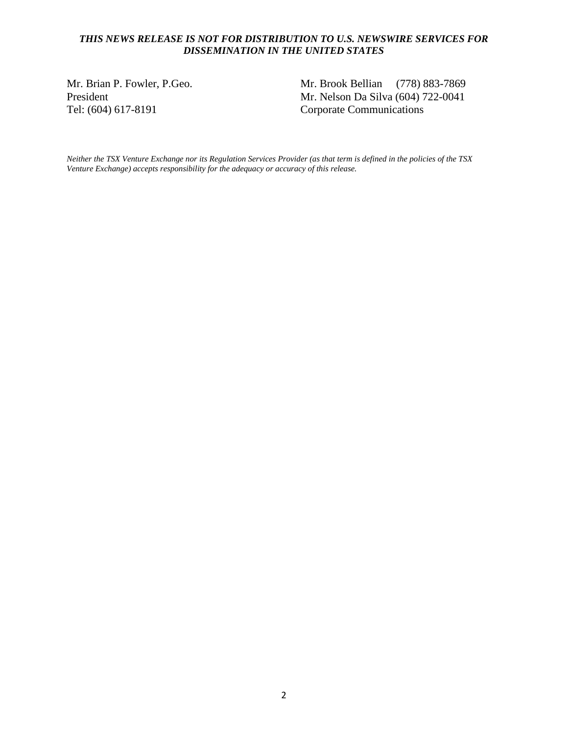***THIS NEWS RELEASE IS NOT FOR DISTRIBUTION TO U.S. NEWSWIRE SERVICES FOR DISSEMINATION IN THE UNITED STATES***

Mr. Brian P. Fowler, P.Geo.
President
Tel: (604) 617-8191

Mr. Brook Bellian (778) 883-7869
Mr. Nelson Da Silva (604) 722-0041
Corporate Communications

*Neither the TSX Venture Exchange nor its Regulation Services Provider (as that term is defined in the policies of the TSX Venture Exchange) accepts responsibility for the adequacy or accuracy of this release.*